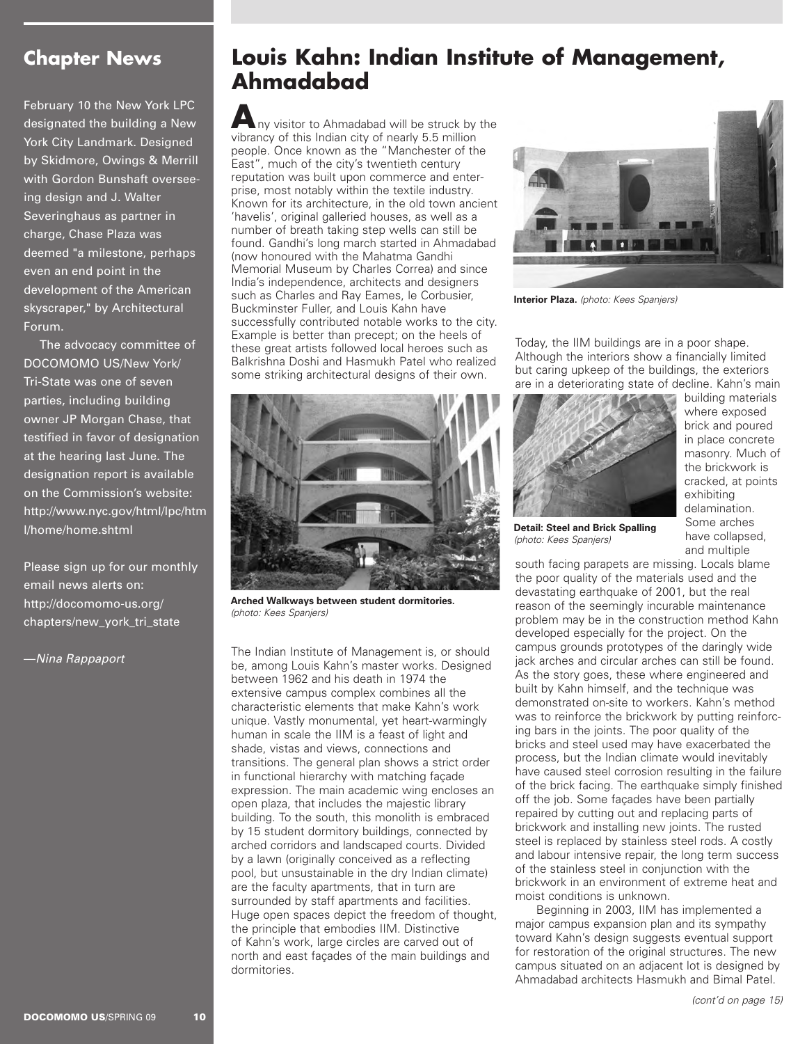## Chapter News

February 10 the New York LPC designated the building a New York City Landmark. Designed by Skidmore, Owings & Merrill with Gordon Bunshaft overseeing design and J. Walter Severinghaus as partner in charge, Chase Plaza was deemed "a milestone, perhaps even an end point in the development of the American skyscraper," by Architectural Forum.

The advocacy committee of DOCOMOMO US/New York/ Tri-State was one of seven parties, including building owner JP Morgan Chase, that testified in favor of designation at the hearing last June. The designation report is available on the Commission's website: http://www.nyc.gov/html/lpc/html/home/home.shtml

Please sign up for our monthly email news alerts on: http://docomomo-us.org/chapters/new_york_tri_state

*—Nina Rappaport*

# Louis Kahn: Indian Institute of Management, Ahmadabad

Any visitor to Ahmadabad will be struck by the vibrancy of this Indian city of nearly 5.5 million people. Once known as the "Manchester of the East", much of the city's twentieth century reputation was built upon commerce and enterprise, most notably within the textile industry. Known for its architecture, in the old town ancient 'havelis', original galleried houses, as well as a number of breath taking step wells can still be found. Gandhi's long march started in Ahmadabad (now honoured with the Mahatma Gandhi Memorial Museum by Charles Correa) and since India's independence, architects and designers such as Charles and Ray Eames, le Corbusier, Buckminster Fuller, and Louis Kahn have successfully contributed notable works to the city. Example is better than precept; on the heels of these great artists followed local heroes such as Balkrishna Doshi and Hasmukh Patel who realized some striking architectural designs of their own.

**Arched Walkways between student dormitories.** *(photo: Kees Spanjers)*

The Indian Institute of Management is, or should be, among Louis Kahn's master works. Designed between 1962 and his death in 1974 the extensive campus complex combines all the characteristic elements that make Kahn's work unique. Vastly monumental, yet heart-warmingly human in scale the IIM is a feast of light and shade, vistas and views, connections and transitions. The general plan shows a strict order in functional hierarchy with matching façade expression. The main academic wing encloses an open plaza, that includes the majestic library building. To the south, this monolith is embraced by 15 student dormitory buildings, connected by arched corridors and landscaped courts. Divided by a lawn (originally conceived as a reflecting pool, but unsustainable in the dry Indian climate) are the faculty apartments, that in turn are surrounded by staff apartments and facilities. Huge open spaces depict the freedom of thought, the principle that embodies IIM. Distinctive of Kahn's work, large circles are carved out of north and east façades of the main buildings and dormitories.

**Interior Plaza.** *(photo: Kees Spanjers)*

Today, the IIM buildings are in a poor shape. Although the interiors show a financially limited but caring upkeep of the buildings, the exteriors are in a deteriorating state of decline. Kahn's main building materials where exposed brick and poured in place concrete masonry. Much of the brickwork is cracked, at points exhibiting delamination. Some arches have collapsed, and multiple south facing parapets are missing. Locals blame the poor quality of the materials used and the devastating earthquake of 2001, but the real reason of the seemingly incurable maintenance problem may be in the construction method Kahn developed especially for the project. On the campus grounds prototypes of the daringly wide jack arches and circular arches can still be found. As the story goes, these where engineered and built by Kahn himself, and the technique was demonstrated on-site to workers. Kahn's method was to reinforce the brickwork by putting reinforcing bars in the joints. The poor quality of the bricks and steel used may have exacerbated the process, but the Indian climate would inevitably have caused steel corrosion resulting in the failure of the brick facing. The earthquake simply finished off the job. Some façades have been partially repaired by cutting out and replacing parts of brickwork and installing new joints. The rusted steel is replaced by stainless steel rods. A costly and labour intensive repair, the long term success of the stainless steel in conjunction with the brickwork in an environment of extreme heat and moist conditions is unknown.

**Detail: Steel and Brick Spalling** *(photo: Kees Spanjers)*

Beginning in 2003, IIM has implemented a major campus expansion plan and its sympathy toward Kahn's design suggests eventual support for restoration of the original structures. The new campus situated on an adjacent lot is designed by Ahmadabad architects Hasmukh and Bimal Patel.

*(cont'd on page 15)*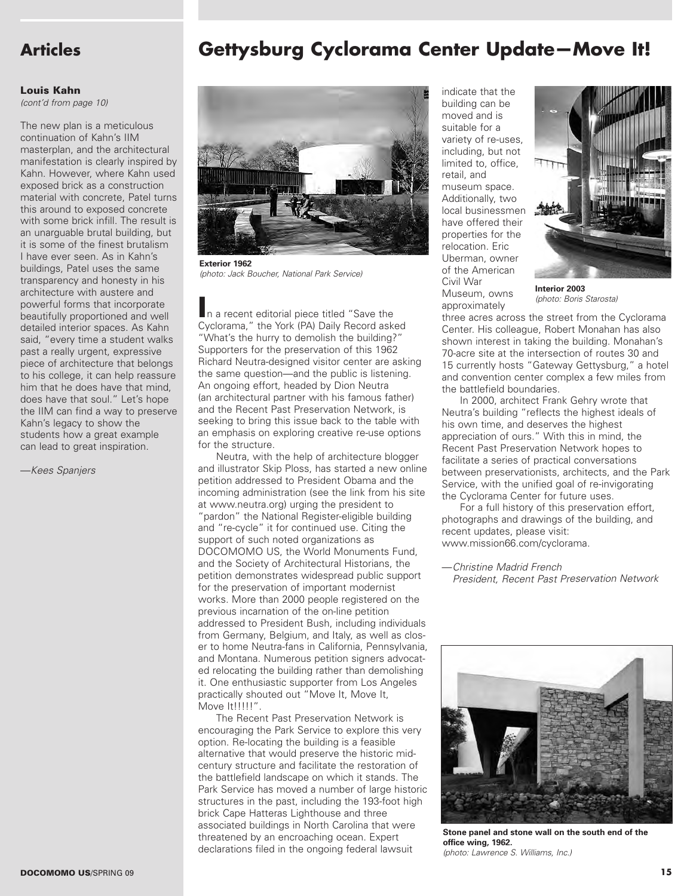## Articles

### Louis Kahn

*(cont'd from page 10)*

The new plan is a meticulous continuation of Kahn's IIM masterplan, and the architectural manifestation is clearly inspired by Kahn. However, where Kahn used exposed brick as a construction material with concrete, Patel turns this around to exposed concrete with some brick infill. The result is an unarguable brutal building, but it is some of the finest brutalism I have ever seen. As in Kahn's buildings, Patel uses the same transparency and honesty in his architecture with austere and powerful forms that incorporate beautifully proportioned and well detailed interior spaces. As Kahn said, "every time a student walks past a really urgent, expressive piece of architecture that belongs to his college, it can help reassure him that he does have that mind, does have that soul." Let's hope the IIM can find a way to preserve Kahn's legacy to show the students how a great example can lead to great inspiration.

*—Kees Spanjers*

# Gettysburg Cyclorama Center Update—Move It!

**Exterior 1962**
*(photo: Jack Boucher, National Park Service)*

In a recent editorial piece titled "Save the Cyclorama," the York (PA) Daily Record asked "What's the hurry to demolish the building?" Supporters for the preservation of this 1962 Richard Neutra-designed visitor center are asking the same question—and the public is listening. An ongoing effort, headed by Dion Neutra (an architectural partner with his famous father) and the Recent Past Preservation Network, is seeking to bring this issue back to the table with an emphasis on exploring creative re-use options for the structure.

Neutra, with the help of architecture blogger and illustrator Skip Ploss, has started a new online petition addressed to President Obama and the incoming administration (see the link from his site at www.neutra.org) urging the president to "pardon" the National Register-eligible building and "re-cycle" it for continued use. Citing the support of such noted organizations as DOCOMOMO US, the World Monuments Fund, and the Society of Architectural Historians, the petition demonstrates widespread public support for the preservation of important modernist works. More than 2000 people registered on the previous incarnation of the on-line petition addressed to President Bush, including individuals from Germany, Belgium, and Italy, as well as closer to home Neutra-fans in California, Pennsylvania, and Montana. Numerous petition signers advocated relocating the building rather than demolishing it. One enthusiastic supporter from Los Angeles practically shouted out "Move It, Move It, Move It!!!!!".

The Recent Past Preservation Network is encouraging the Park Service to explore this very option. Re-locating the building is a feasible alternative that would preserve the historic mid-century structure and facilitate the restoration of the battlefield landscape on which it stands. The Park Service has moved a number of large historic structures in the past, including the 193-foot high brick Cape Hatteras Lighthouse and three associated buildings in North Carolina that were threatened by an encroaching ocean. Expert declarations filed in the ongoing federal lawsuit indicate that the building can be moved and is suitable for a variety of re-uses, including, but not limited to, office, retail, and museum space. Additionally, two local businessmen have offered their properties for the relocation. Eric Uberman, owner of the American Civil War Museum, owns approximately three acres across the street from the Cyclorama Center. His colleague, Robert Monahan has also shown interest in taking the building. Monahan's 70-acre site at the intersection of routes 30 and 15 currently hosts "Gateway Gettysburg," a hotel and convention center complex a few miles from the battlefield boundaries.

**Interior 2003**
*(photo: Boris Starosta)*

In 2000, architect Frank Gehry wrote that Neutra's building "reflects the highest ideals of his own time, and deserves the highest appreciation of ours." With this in mind, the Recent Past Preservation Network hopes to facilitate a series of practical conversations between preservationists, architects, and the Park Service, with the unified goal of re-invigorating the Cyclorama Center for future uses.

For a full history of this preservation effort, photographs and drawings of the building, and recent updates, please visit: www.mission66.com/cyclorama.

*—Christine Madrid French*
*President, Recent Past Preservation Network*

**Stone panel and stone wall on the south end of the office wing, 1962.**
*(photo: Lawrence S. Williams, Inc.)*